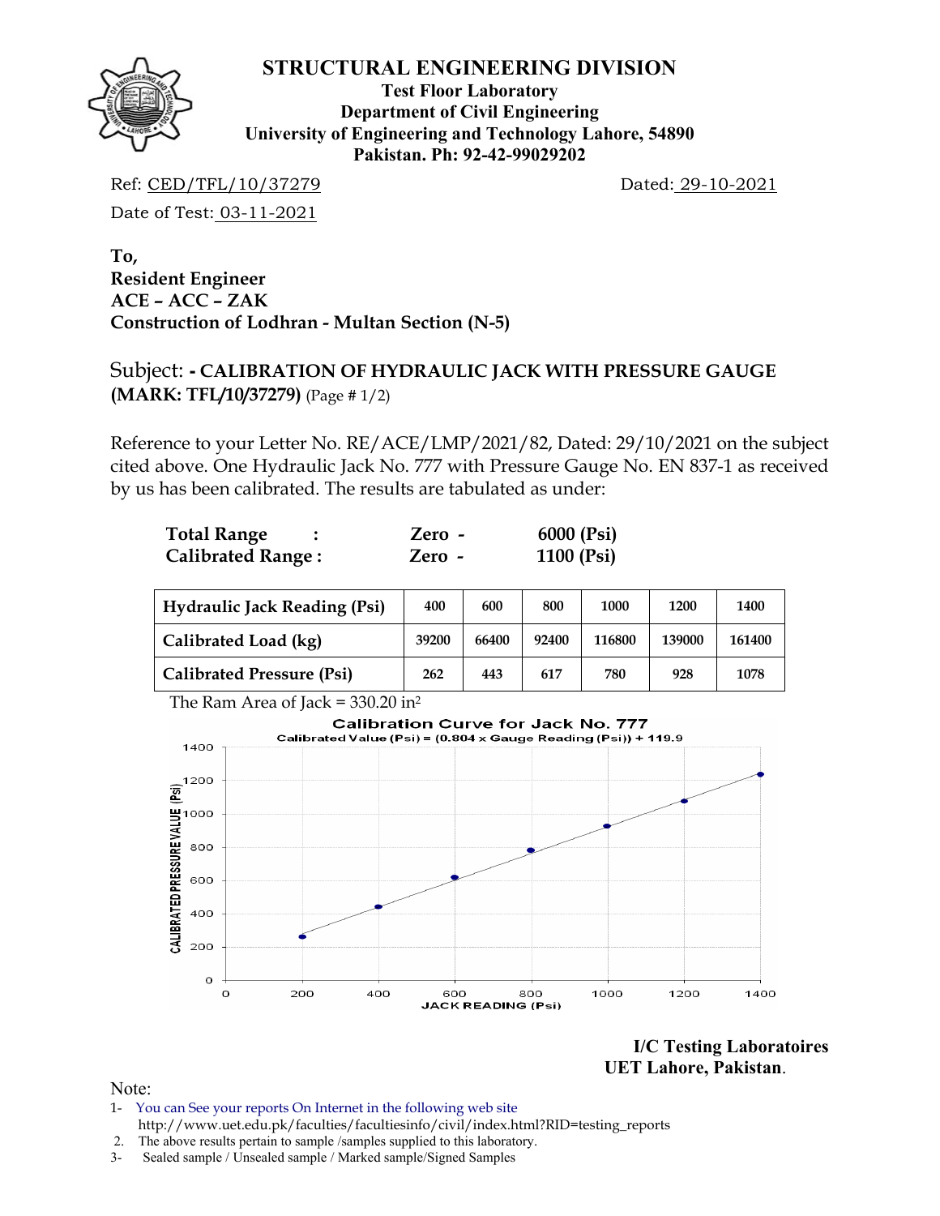# STRUCTURAL ENGINEERING DIVISION

**Test Floor Laboratory**
**Department of Civil Engineering**
**University of Engineering and Technology Lahore, 54890**
**Pakistan. Ph: 92-42-99029202**

Ref: CED/TFL/10/37279 Dated: 29-10-2021

Date of Test: 03-11-2021

**To,**
**Resident Engineer**
**ACE – ACC – ZAK**
**Construction of Lodhran - Multan Section (N-5)**

Subject: **- CALIBRATION OF HYDRAULIC JACK WITH PRESSURE GAUGE (MARK: TFL/10/37279)** (Page # 1/2)

Reference to your Letter No. RE/ACE/LMP/2021/82, Dated: 29/10/2021 on the subject cited above. One Hydraulic Jack No. 777 with Pressure Gauge No. EN 837-1 as received by us has been calibrated. The results are tabulated as under:

**Total Range :** **Zero -** **6000 (Psi)**
**Calibrated Range :** **Zero -** **1100 (Psi)**

| Hydraulic Jack Reading (Psi) | 400 | 600 | 800 | 1000 | 1200 | 1400 |
|---|---|---|---|---|---|---|
| Calibrated Load (kg) | 39200 | 66400 | 92400 | 116800 | 139000 | 161400 |
| Calibrated Pressure (Psi) | 262 | 443 | 617 | 780 | 928 | 1078 |

The Ram Area of Jack = 330.20 in$^2$

**Calibration Curve for Jack No. 777**
Calibrated Value (Psi) = (0.804 x Gauge Reading (Psi)) + 119.9

**I/C Testing Laboratoires**
**UET Lahore, Pakistan**.

Note:

1- You can See your reports On Internet in the following web site http://www.uet.edu.pk/faculties/facultiesinfo/civil/index.html?RID=testing_reports
2. The above results pertain to sample /samples supplied to this laboratory.
3- Sealed sample / Unsealed sample / Marked sample/Signed Samples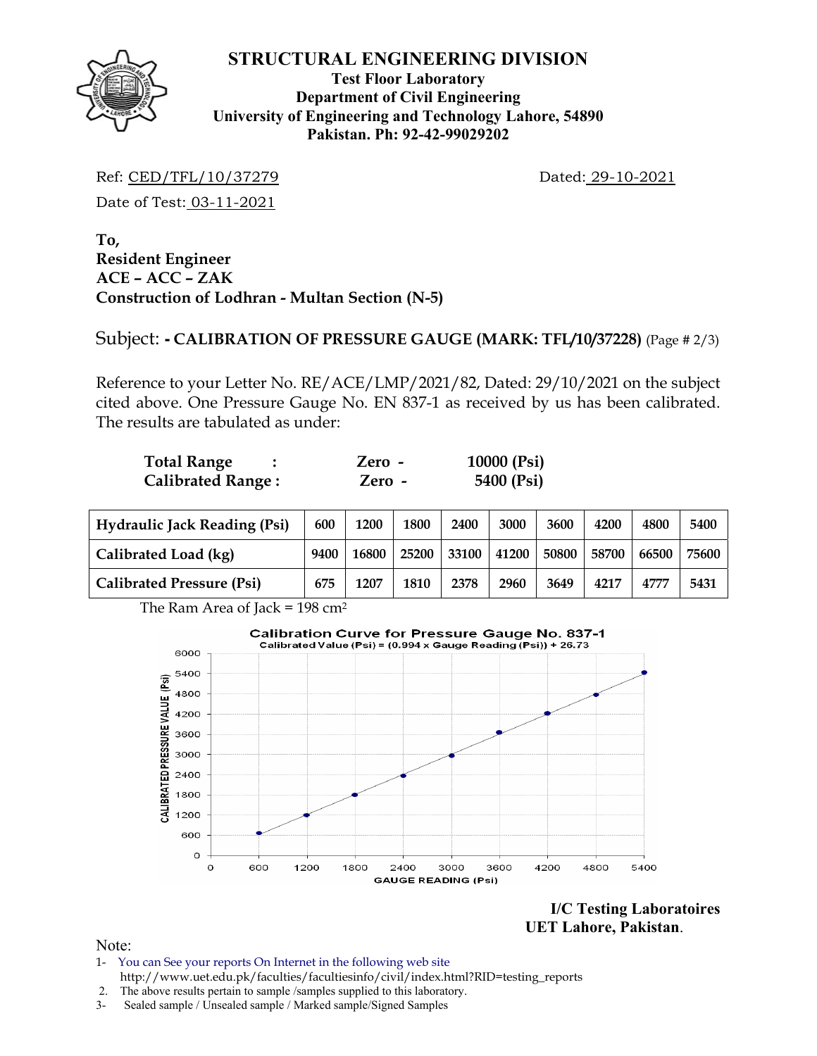# STRUCTURAL ENGINEERING DIVISION

**Test Floor Laboratory**
**Department of Civil Engineering**
**University of Engineering and Technology Lahore, 54890**
**Pakistan. Ph: 92-42-99029202**

Ref: CED/TFL/10/37279 Dated: 29-10-2021

Date of Test: 03-11-2021

**To,**
**Resident Engineer**
**ACE – ACC – ZAK**
**Construction of Lodhran - Multan Section (N-5)**

Subject: **- CALIBRATION OF PRESSURE GAUGE (MARK: TFL/10/37228)** (Page # 2/3)

Reference to your Letter No. RE/ACE/LMP/2021/82, Dated: 29/10/2021 on the subject cited above. One Pressure Gauge No. EN 837-1 as received by us has been calibrated. The results are tabulated as under:

| | | |
|---|---|---|
| **Total Range :** | **Zero -** | **10000 (Psi)** |
| **Calibrated Range :** | **Zero -** | **5400 (Psi)** |

| **Hydraulic Jack Reading (Psi)** | **600** | **1200** | **1800** | **2400** | **3000** | **3600** | **4200** | **4800** | **5400** |
|---|---|---|---|---|---|---|---|---|---|
| **Calibrated Load (kg)** | **9400** | **16800** | **25200** | **33100** | **41200** | **50800** | **58700** | **66500** | **75600** |
| **Calibrated Pressure (Psi)** | **675** | **1207** | **1810** | **2378** | **2960** | **3649** | **4217** | **4777** | **5431** |

The Ram Area of Jack = 198 $cm^2$

**Calibration Curve for Pressure Gauge No. 837-1**
Calibrated Value (Psi) = (0.994 x Gauge Reading (Psi)) + 26.73

**I/C Testing Laboratoires**
**UET Lahore, Pakistan**.

Note:
1- You can See your reports On Internet in the following web site
http://www.uet.edu.pk/faculties/facultiesinfo/civil/index.html?RID=testing_reports
2. The above results pertain to sample /samples supplied to this laboratory.
3- Sealed sample / Unsealed sample / Marked sample/Signed Samples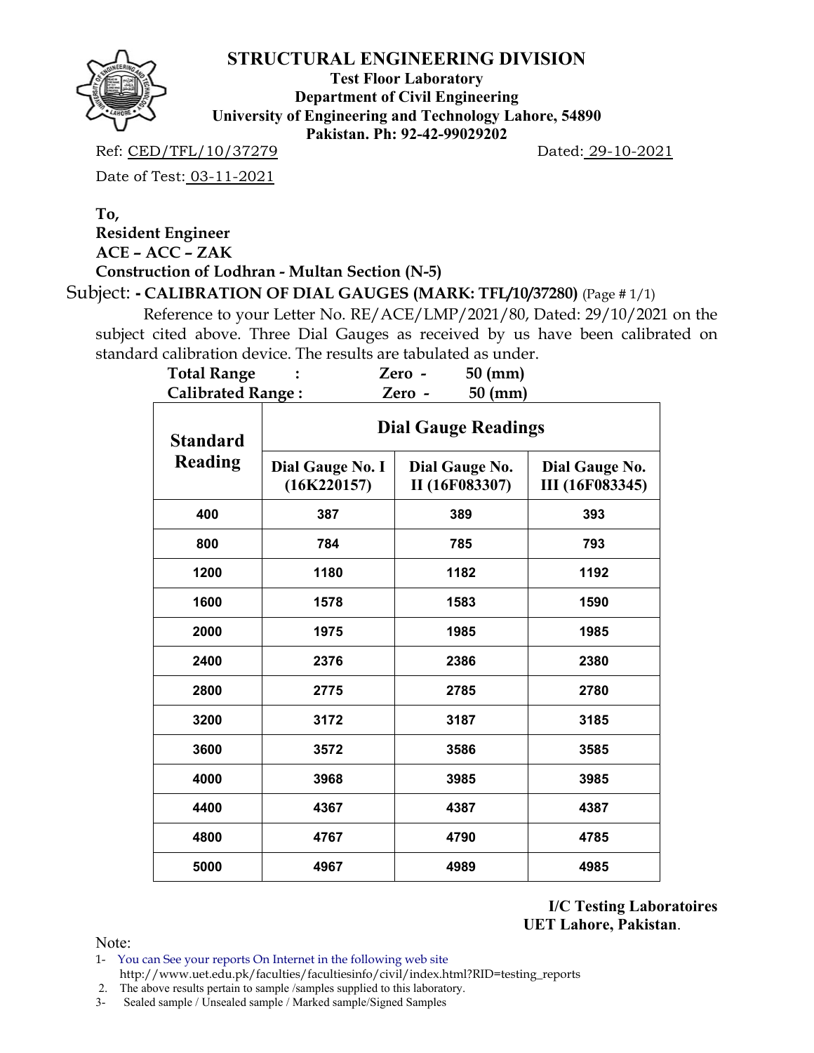# STRUCTURAL ENGINEERING DIVISION

**Test Floor Laboratory**
**Department of Civil Engineering**
**University of Engineering and Technology Lahore, 54890**
**Pakistan. Ph: 92-42-99029202**

Ref: CED/TFL/10/37279 Dated: 29-10-2021

Date of Test: 03-11-2021

**To,**
**Resident Engineer**
**ACE – ACC – ZAK**
**Construction of Lodhran - Multan Section (N-5)**

Subject: **- CALIBRATION OF DIAL GAUGES (MARK: TFL/10/37280)** (Page # 1/1)

Reference to your Letter No. RE/ACE/LMP/2021/80, Dated: 29/10/2021 on the subject cited above. Three Dial Gauges as received by us have been calibrated on standard calibration device. The results are tabulated as under.

**Total Range : Zero - 50 (mm)**
**Calibrated Range : Zero - 50 (mm)**

| Standard Reading | Dial Gauge Readings | | |
|---|---|---|---|
| | Dial Gauge No. I (16K220157) | Dial Gauge No. II (16F083307) | Dial Gauge No. III (16F083345) |
| 400 | 387 | 389 | 393 |
| 800 | 784 | 785 | 793 |
| 1200 | 1180 | 1182 | 1192 |
| 1600 | 1578 | 1583 | 1590 |
| 2000 | 1975 | 1985 | 1985 |
| 2400 | 2376 | 2386 | 2380 |
| 2800 | 2775 | 2785 | 2780 |
| 3200 | 3172 | 3187 | 3185 |
| 3600 | 3572 | 3586 | 3585 |
| 4000 | 3968 | 3985 | 3985 |
| 4400 | 4367 | 4387 | 4387 |
| 4800 | 4767 | 4790 | 4785 |
| 5000 | 4967 | 4989 | 4985 |

**I/C Testing Laboratoires**
**UET Lahore, Pakistan**.

Note:

1- You can See your reports On Internet in the following web site
http://www.uet.edu.pk/faculties/facultiesinfo/civil/index.html?RID=testing_reports
2. The above results pertain to sample /samples supplied to this laboratory.
3- Sealed sample / Unsealed sample / Marked sample/Signed Samples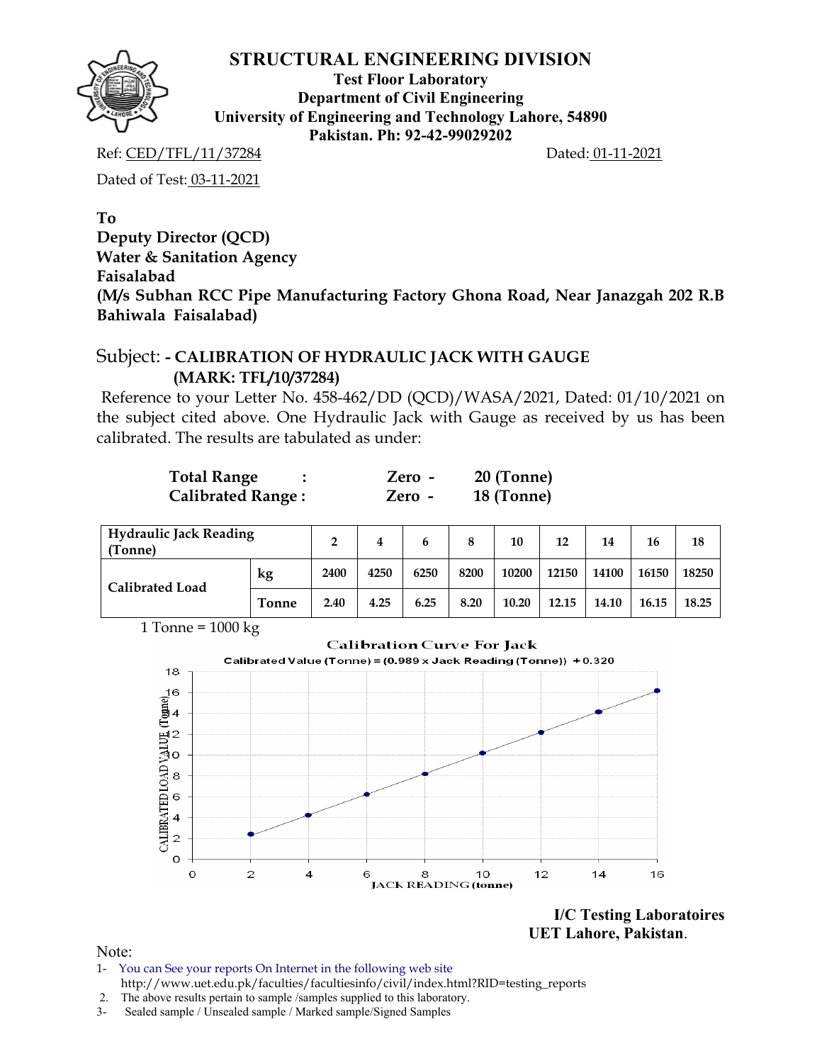# STRUCTURAL ENGINEERING DIVISION

**Test Floor Laboratory**
**Department of Civil Engineering**
**University of Engineering and Technology Lahore, 54890**
**Pakistan. Ph: 92-42-99029202**

Ref: CED/TFL/11/37284 Dated: 01-11-2021

Dated of Test: 03-11-2021

**To**
**Deputy Director (QCD)**
**Water & Sanitation Agency**
**Faisalabad**
**(M/s Subhan RCC Pipe Manufacturing Factory Ghona Road, Near Janazgah 202 R.B Bahiwala Faisalabad)**

Subject: **- CALIBRATION OF HYDRAULIC JACK WITH GAUGE (MARK: TFL/10/37284)**

Reference to your Letter No. 458-462/DD (QCD)/WASA/2021, Dated: 01/10/2021 on the subject cited above. One Hydraulic Jack with Gauge as received by us has been calibrated. The results are tabulated as under:

**Total Range : Zero - 20 (Tonne)**
**Calibrated Range : Zero - 18 (Tonne)**

| **Hydraulic Jack Reading (Tonne)** | | **2** | **4** | **6** | **8** | **10** | **12** | **14** | **16** | **18** |
|---|---|---|---|---|---|---|---|---|---|---|
| **Calibrated Load** | **kg** | **2400** | **4250** | **6250** | **8200** | **10200** | **12150** | **14100** | **16150** | **18250** |
| | **Tonne** | **2.40** | **4.25** | **6.25** | **8.20** | **10.20** | **12.15** | **14.10** | **16.15** | **18.25** |

1 Tonne = 1000 kg

**Calibration Curve For Jack**

Calibrated Value (Tonne) = (0.989 x Jack Reading (Tonne)) + 0.320

**I/C Testing Laboratoires**
**UET Lahore, Pakistan**.

Note:
1- You can See your reports On Internet in the following web site http://www.uet.edu.pk/faculties/facultiesinfo/civil/index.html?RID=testing_reports
2. The above results pertain to sample /samples supplied to this laboratory.
3- Sealed sample / Unsealed sample / Marked sample/Signed Samples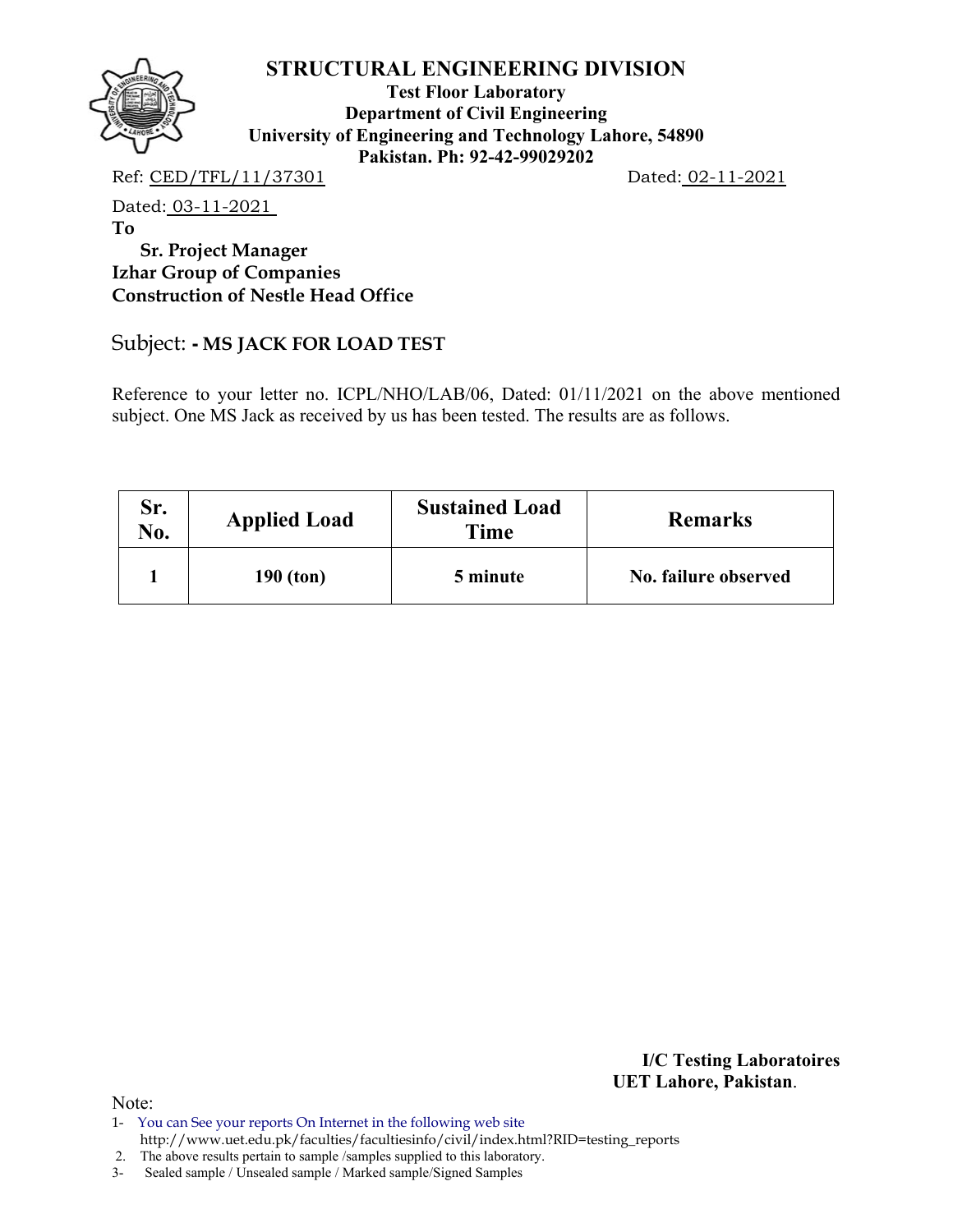# STRUCTURAL ENGINEERING DIVISION

**Test Floor Laboratory**
**Department of Civil Engineering**
**University of Engineering and Technology Lahore, 54890**
**Pakistan. Ph: 92-42-99029202**

Ref: CED/TFL/11/37301 Dated: 02-11-2021

Dated: 03-11-2021

**To**

**Sr. Project Manager**
**Izhar Group of Companies**
**Construction of Nestle Head Office**

Subject: **- MS JACK FOR LOAD TEST**

Reference to your letter no. ICPL/NHO/LAB/06, Dated: 01/11/2021 on the above mentioned subject. One MS Jack as received by us has been tested. The results are as follows.

| Sr. No. | Applied Load | Sustained Load Time | Remarks |
|---|---|---|---|
| **1** | **190 (ton)** | **5 minute** | **No. failure observed** |

**I/C Testing Laboratoires**
**UET Lahore, Pakistan.**

Note:
1- You can See your reports On Internet in the following web site
http://www.uet.edu.pk/faculties/facultiesinfo/civil/index.html?RID=testing_reports
2. The above results pertain to sample /samples supplied to this laboratory.
3- Sealed sample / Unsealed sample / Marked sample/Signed Samples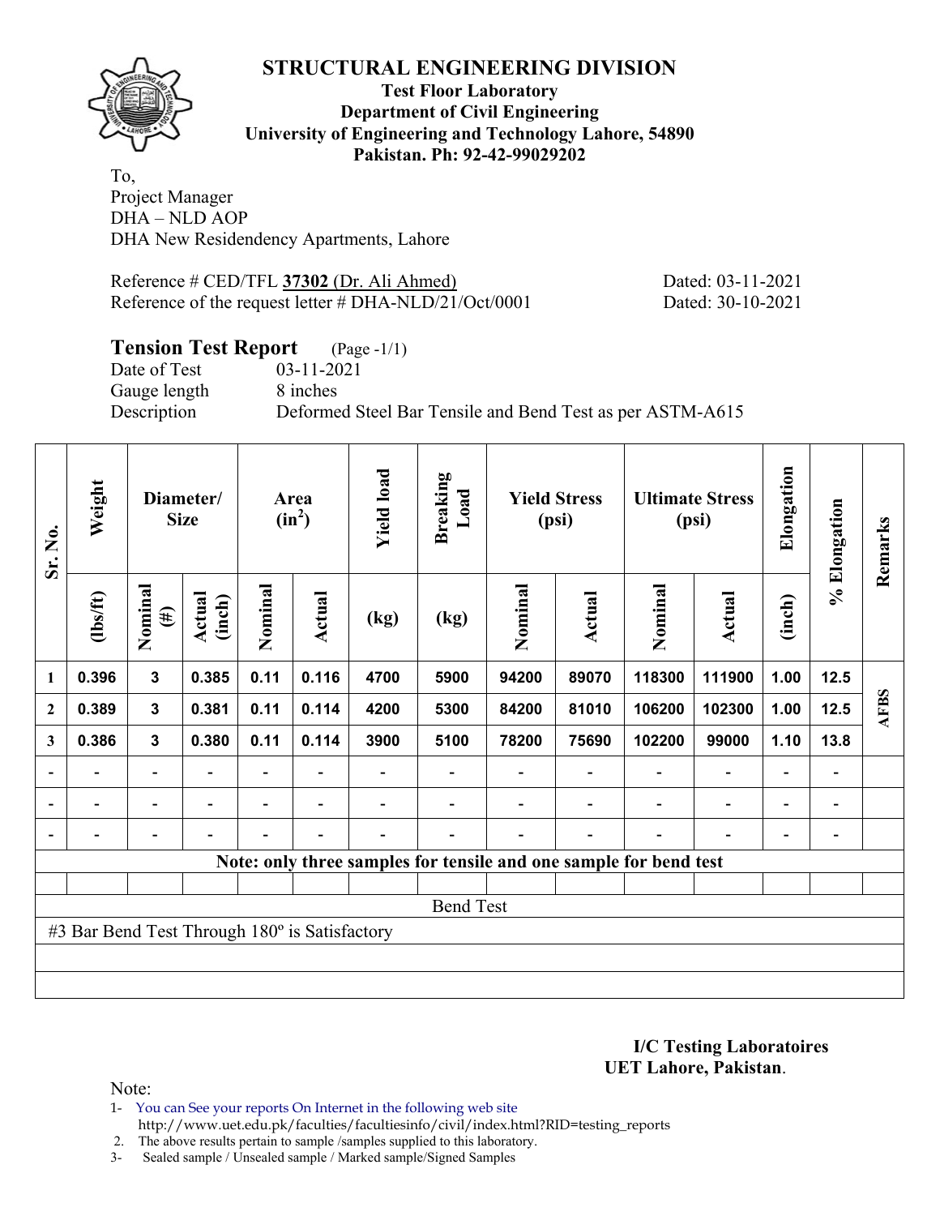# STRUCTURAL ENGINEERING DIVISION

**Test Floor Laboratory**
**Department of Civil Engineering**
**University of Engineering and Technology Lahore, 54890**
**Pakistan. Ph: 92-42-99029202**

To,
Project Manager
DHA – NLD AOP
DHA New Residendency Apartments, Lahore

Reference # CED/TFL **37302** (Dr. Ali Ahmed) Dated: 03-11-2021
Reference of the request letter # DHA-NLD/21/Oct/0001 Dated: 30-10-2021

## Tension Test Report (Page -1/1)

Date of Test 03-11-2021
Gauge length 8 inches
Description Deformed Steel Bar Tensile and Bend Test as per ASTM-A615

| Sr. No. | Weight | Diameter/ Size | | Area ($in^2$) | | Yield load | Breaking Load | Yield Stress (psi) | | Ultimate Stress (psi) | | Elongation | % Elongation | Remarks |
|---|---|---|---|---|---|---|---|---|---|---|---|---|---|---|
| | (lbs/ft) | Nominal (#) | Actual (inch) | Nominal | Actual | (kg) | (kg) | Nominal | Actual | Nominal | Actual | (inch) | | |
| 1 | 0.396 | 3 | 0.385 | 0.11 | 0.116 | 4700 | 5900 | 94200 | 89070 | 118300 | 111900 | 1.00 | 12.5 | AFBS |
| 2 | 0.389 | 3 | 0.381 | 0.11 | 0.114 | 4200 | 5300 | 84200 | 81010 | 106200 | 102300 | 1.00 | 12.5 | |
| 3 | 0.386 | 3 | 0.380 | 0.11 | 0.114 | 3900 | 5100 | 78200 | 75690 | 102200 | 99000 | 1.10 | 13.8 | |
| - | - | - | - | - | - | - | - | - | - | - | - | - | - | |
| - | - | - | - | - | - | - | - | - | - | - | - | - | - | |
| - | - | - | - | - | - | - | - | - | - | - | - | - | - | |

**Note: only three samples for tensile and one sample for bend test**

Bend Test

#3 Bar Bend Test Through 180º is Satisfactory

**I/C Testing Laboratoires**
**UET Lahore, Pakistan**.

Note:
1- You can See your reports On Internet in the following web site
http://www.uet.edu.pk/faculties/facultiesinfo/civil/index.html?RID=testing_reports
2. The above results pertain to sample /samples supplied to this laboratory.
3- Sealed sample / Unsealed sample / Marked sample/Signed Samples